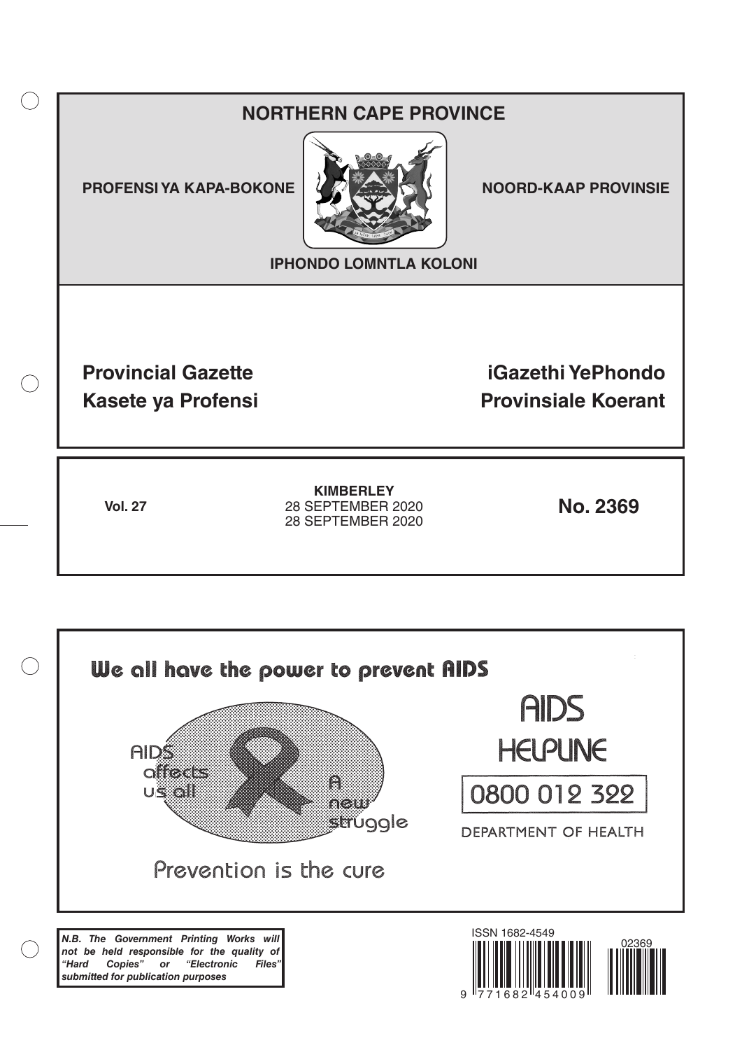# NORTHERN CAPE PROVINCE

**PROFENSI YA KAPA-BOKONE**

**NOORD-KAAP PROVINSIE**

**IPHONDO LOMNTLA KOLONI**

**Provincial Gazette**
**Kasete ya Profensi**

**iGazethi YePhondo**
**Provinsiale Koerant**

**Vol. 27**

**KIMBERLEY**
28 SEPTEMBER 2020
28 SEPTEMBER 2020

**No. 2369**

We all have the power to prevent AIDS

AIDS affects us all

A new struggle

Prevention is the cure

AIDS HELPLINE

0800 012 322

DEPARTMENT OF HEALTH

***N.B. The Government Printing Works will not be held responsible for the quality of "Hard Copies" or "Electronic Files" submitted for publication purposes***

ISSN 1682-4549

02369

9 771682 454009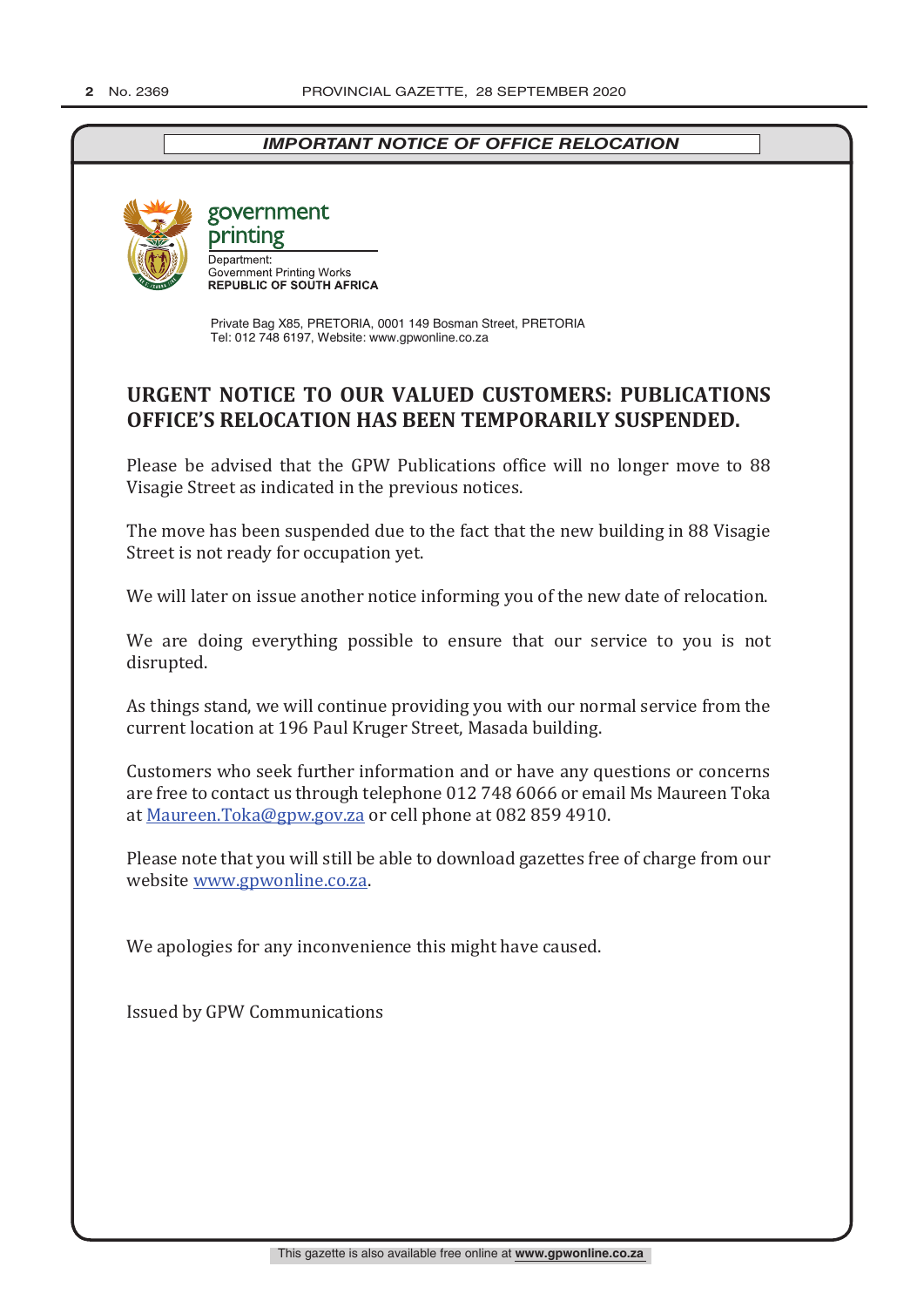***IMPORTANT NOTICE OF OFFICE RELOCATION***

government printing

Department:
Government Printing Works
**REPUBLIC OF SOUTH AFRICA**

Private Bag X85, PRETORIA, 0001 149 Bosman Street, PRETORIA
Tel: 012 748 6197, Website: www.gpwonline.co.za

## URGENT NOTICE TO OUR VALUED CUSTOMERS: PUBLICATIONS OFFICE'S RELOCATION HAS BEEN TEMPORARILY SUSPENDED.

Please be advised that the GPW Publications office will no longer move to 88 Visagie Street as indicated in the previous notices.

The move has been suspended due to the fact that the new building in 88 Visagie Street is not ready for occupation yet.

We will later on issue another notice informing you of the new date of relocation.

We are doing everything possible to ensure that our service to you is not disrupted.

As things stand, we will continue providing you with our normal service from the current location at 196 Paul Kruger Street, Masada building.

Customers who seek further information and or have any questions or concerns are free to contact us through telephone 012 748 6066 or email Ms Maureen Toka at Maureen.Toka@gpw.gov.za or cell phone at 082 859 4910.

Please note that you will still be able to download gazettes free of charge from our website www.gpwonline.co.za.

We apologies for any inconvenience this might have caused.

Issued by GPW Communications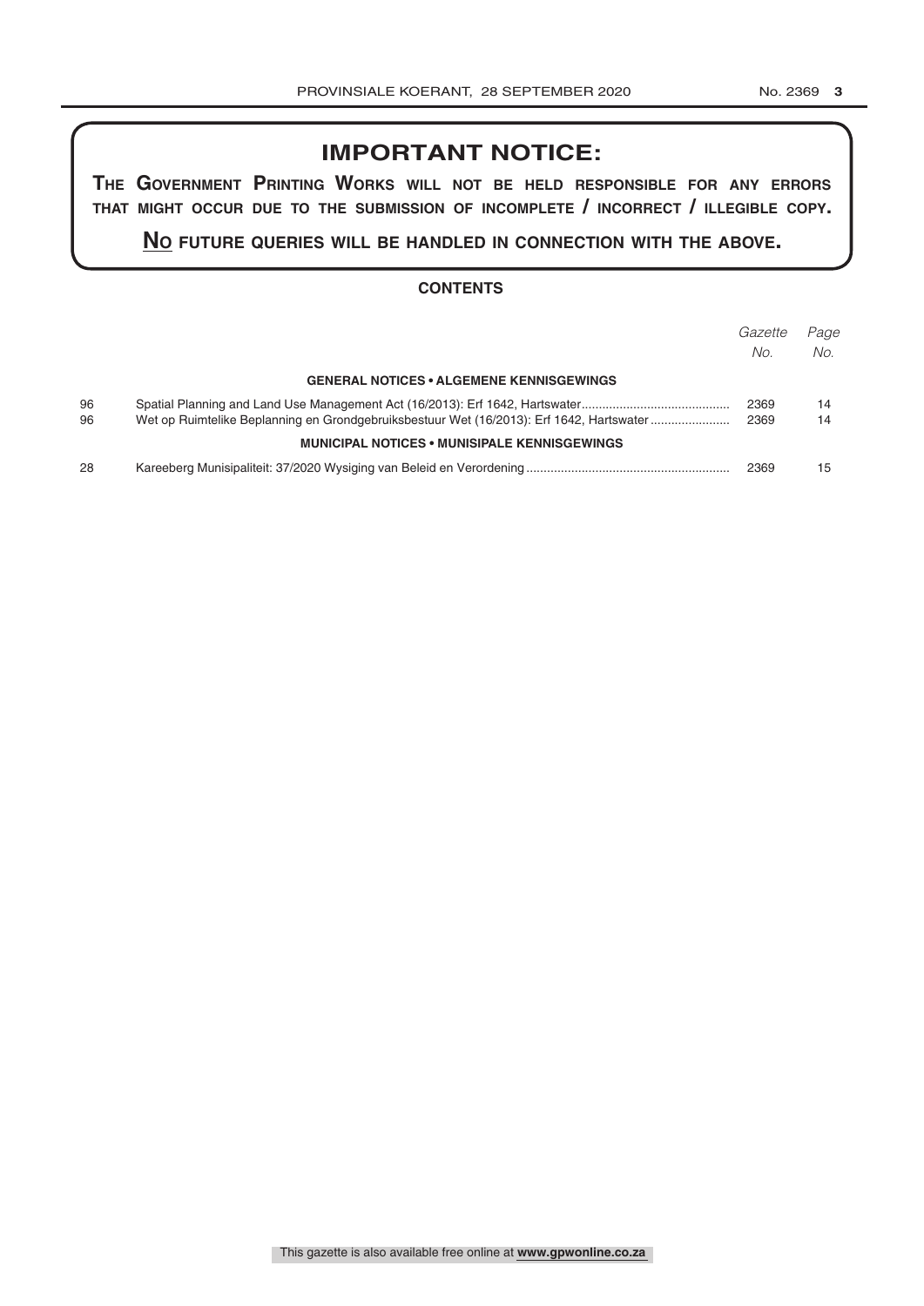# IMPORTANT NOTICE:

**THE GOVERNMENT PRINTING WORKS WILL NOT BE HELD RESPONSIBLE FOR ANY ERRORS THAT MIGHT OCCUR DUE TO THE SUBMISSION OF INCOMPLETE / INCORRECT / ILLEGIBLE COPY.**

**NO FUTURE QUERIES WILL BE HANDLED IN CONNECTION WITH THE ABOVE.**

## CONTENTS

| | | *Gazette No.* | *Page No.* |
|---|---|---|---|
| | **GENERAL NOTICES • ALGEMENE KENNISGEWINGS** | | |
| 96 | Spatial Planning and Land Use Management Act (16/2013): Erf 1642, Hartswater | 2369 | 14 |
| 96 | Wet op Ruimtelike Beplanning en Grondgebruiksbestuur Wet (16/2013): Erf 1642, Hartswater | 2369 | 14 |
| | **MUNICIPAL NOTICES • MUNISIPALE KENNISGEWINGS** | | |
| 28 | Kareeberg Munisipaliteit: 37/2020 Wysiging van Beleid en Verordening | 2369 | 15 |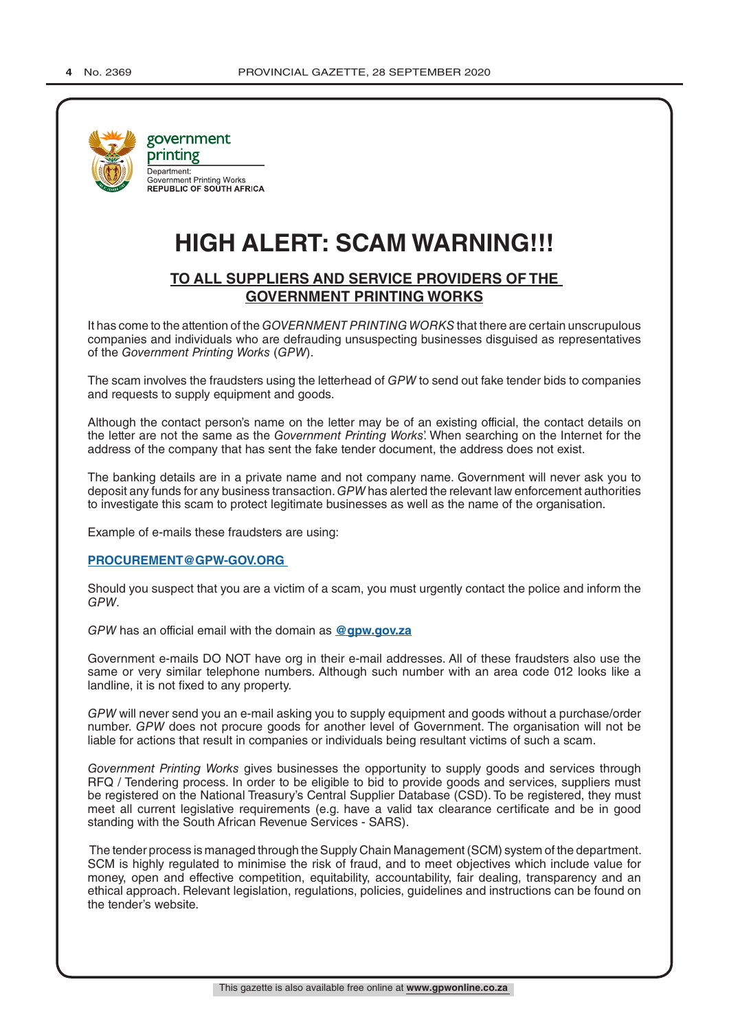government printing

Department:
Government Printing Works
**REPUBLIC OF SOUTH AFRICA**

# HIGH ALERT: SCAM WARNING!!!

## TO ALL SUPPLIERS AND SERVICE PROVIDERS OF THE GOVERNMENT PRINTING WORKS

It has come to the attention of the *GOVERNMENT PRINTING WORKS* that there are certain unscrupulous companies and individuals who are defrauding unsuspecting businesses disguised as representatives of the *Government Printing Works* (*GPW*).

The scam involves the fraudsters using the letterhead of *GPW* to send out fake tender bids to companies and requests to supply equipment and goods.

Although the contact person's name on the letter may be of an existing official, the contact details on the letter are not the same as the *Government Printing Works*'. When searching on the Internet for the address of the company that has sent the fake tender document, the address does not exist.

The banking details are in a private name and not company name. Government will never ask you to deposit any funds for any business transaction. *GPW* has alerted the relevant law enforcement authorities to investigate this scam to protect legitimate businesses as well as the name of the organisation.

Example of e-mails these fraudsters are using:

**PROCUREMENT@GPW-GOV.ORG**

Should you suspect that you are a victim of a scam, you must urgently contact the police and inform the *GPW*.

*GPW* has an official email with the domain as **@gpw.gov.za**

Government e-mails DO NOT have org in their e-mail addresses. All of these fraudsters also use the same or very similar telephone numbers. Although such number with an area code 012 looks like a landline, it is not fixed to any property.

*GPW* will never send you an e-mail asking you to supply equipment and goods without a purchase/order number. *GPW* does not procure goods for another level of Government. The organisation will not be liable for actions that result in companies or individuals being resultant victims of such a scam.

*Government Printing Works* gives businesses the opportunity to supply goods and services through RFQ / Tendering process. In order to be eligible to bid to provide goods and services, suppliers must be registered on the National Treasury's Central Supplier Database (CSD). To be registered, they must meet all current legislative requirements (e.g. have a valid tax clearance certificate and be in good standing with the South African Revenue Services - SARS).

The tender process is managed through the Supply Chain Management (SCM) system of the department. SCM is highly regulated to minimise the risk of fraud, and to meet objectives which include value for money, open and effective competition, equitability, accountability, fair dealing, transparency and an ethical approach. Relevant legislation, regulations, policies, guidelines and instructions can be found on the tender's website.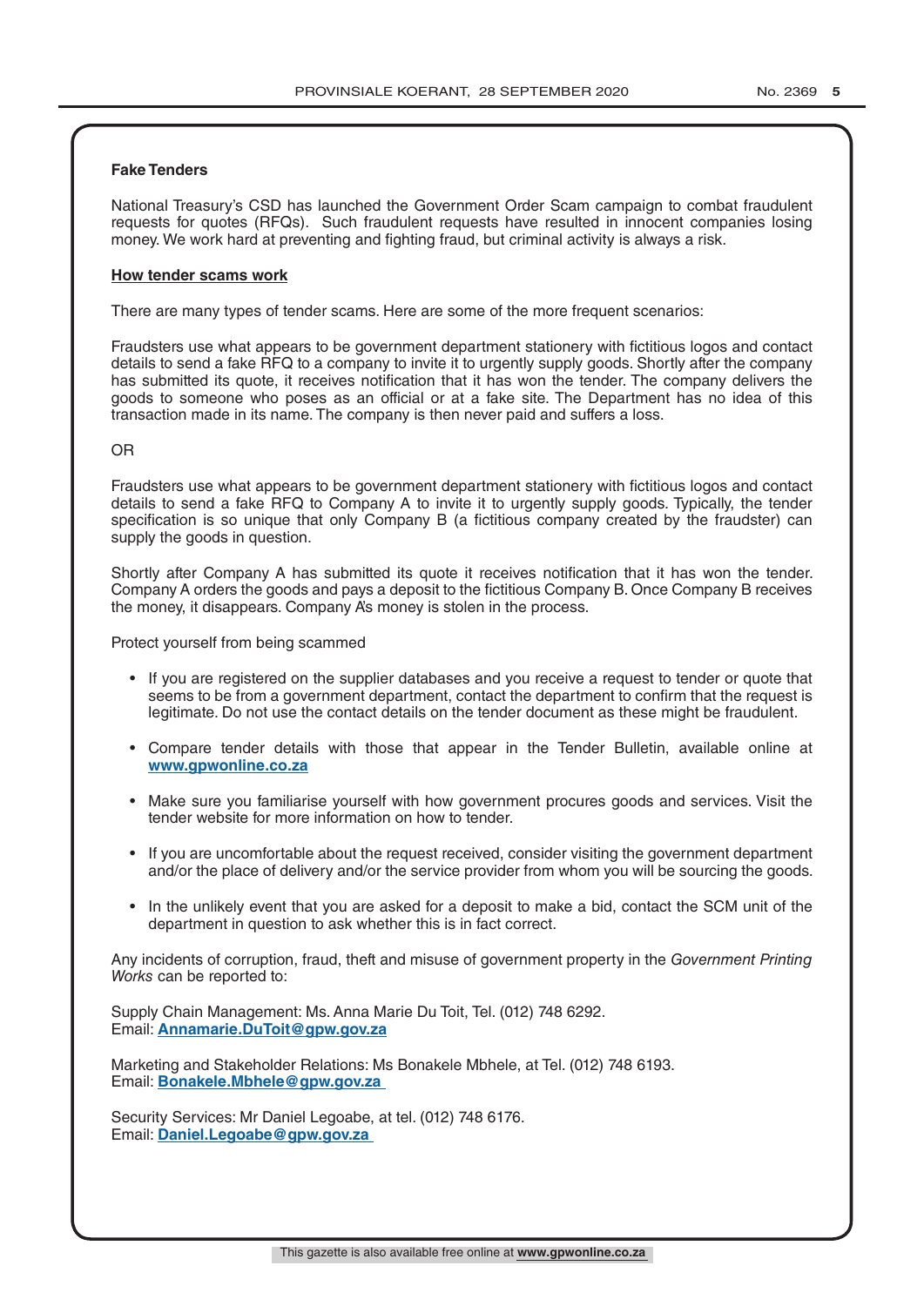## Fake Tenders

National Treasury's CSD has launched the Government Order Scam campaign to combat fraudulent requests for quotes (RFQs). Such fraudulent requests have resulted in innocent companies losing money. We work hard at preventing and fighting fraud, but criminal activity is always a risk.

### How tender scams work

There are many types of tender scams. Here are some of the more frequent scenarios:

Fraudsters use what appears to be government department stationery with fictitious logos and contact details to send a fake RFQ to a company to invite it to urgently supply goods. Shortly after the company has submitted its quote, it receives notification that it has won the tender. The company delivers the goods to someone who poses as an official or at a fake site. The Department has no idea of this transaction made in its name. The company is then never paid and suffers a loss.

OR

Fraudsters use what appears to be government department stationery with fictitious logos and contact details to send a fake RFQ to Company A to invite it to urgently supply goods. Typically, the tender specification is so unique that only Company B (a fictitious company created by the fraudster) can supply the goods in question.

Shortly after Company A has submitted its quote it receives notification that it has won the tender. Company A orders the goods and pays a deposit to the fictitious Company B. Once Company B receives the money, it disappears. Company A's money is stolen in the process.

Protect yourself from being scammed

- If you are registered on the supplier databases and you receive a request to tender or quote that seems to be from a government department, contact the department to confirm that the request is legitimate. Do not use the contact details on the tender document as these might be fraudulent.
- Compare tender details with those that appear in the Tender Bulletin, available online at **www.gpwonline.co.za**
- Make sure you familiarise yourself with how government procures goods and services. Visit the tender website for more information on how to tender.
- If you are uncomfortable about the request received, consider visiting the government department and/or the place of delivery and/or the service provider from whom you will be sourcing the goods.
- In the unlikely event that you are asked for a deposit to make a bid, contact the SCM unit of the department in question to ask whether this is in fact correct.

Any incidents of corruption, fraud, theft and misuse of government property in the *Government Printing Works* can be reported to:

Supply Chain Management: Ms. Anna Marie Du Toit, Tel. (012) 748 6292.
Email: **Annamarie.DuToit@gpw.gov.za**

Marketing and Stakeholder Relations: Ms Bonakele Mbhele, at Tel. (012) 748 6193.
Email: **Bonakele.Mbhele@gpw.gov.za**

Security Services: Mr Daniel Legoabe, at tel. (012) 748 6176.
Email: **Daniel.Legoabe@gpw.gov.za**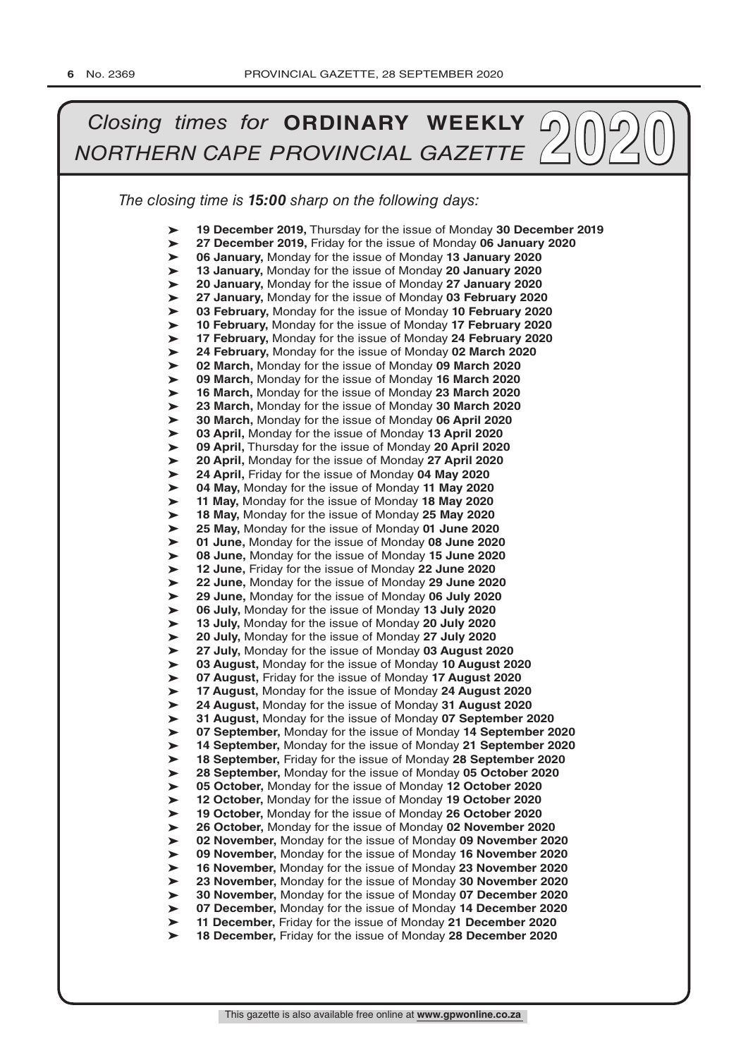# *Closing times for* **ORDINARY WEEKLY** *NORTHERN CAPE PROVINCIAL GAZETTE* 2020

*The closing time is **15:00** sharp on the following days:*

- **19 December 2019,** Thursday for the issue of Monday **30 December 2019**
- **27 December 2019,** Friday for the issue of Monday **06 January 2020**
- **06 January,** Monday for the issue of Monday **13 January 2020**
- **13 January,** Monday for the issue of Monday **20 January 2020**
- **20 January,** Monday for the issue of Monday **27 January 2020**
- **27 January,** Monday for the issue of Monday **03 February 2020**
- **03 February,** Monday for the issue of Monday **10 February 2020**
- **10 February,** Monday for the issue of Monday **17 February 2020**
- **17 February,** Monday for the issue of Monday **24 February 2020**
- **24 February,** Monday for the issue of Monday **02 March 2020**
- **02 March,** Monday for the issue of Monday **09 March 2020**
- **09 March,** Monday for the issue of Monday **16 March 2020**
- **16 March,** Monday for the issue of Monday **23 March 2020**
- **23 March,** Monday for the issue of Monday **30 March 2020**
- **30 March,** Monday for the issue of Monday **06 April 2020**
- **03 April,** Monday for the issue of Monday **13 April 2020**
- **09 April,** Thursday for the issue of Monday **20 April 2020**
- **20 April,** Monday for the issue of Monday **27 April 2020**
- **24 April,** Friday for the issue of Monday **04 May 2020**
- **04 May,** Monday for the issue of Monday **11 May 2020**
- **11 May,** Monday for the issue of Monday **18 May 2020**
- **18 May,** Monday for the issue of Monday **25 May 2020**
- **25 May,** Monday for the issue of Monday **01 June 2020**
- **01 June,** Monday for the issue of Monday **08 June 2020**
- **08 June,** Monday for the issue of Monday **15 June 2020**
- **12 June,** Friday for the issue of Monday **22 June 2020**
- **22 June,** Monday for the issue of Monday **29 June 2020**
- **29 June,** Monday for the issue of Monday **06 July 2020**
- **06 July,** Monday for the issue of Monday **13 July 2020**
- **13 July,** Monday for the issue of Monday **20 July 2020**
- **20 July,** Monday for the issue of Monday **27 July 2020**
- **27 July,** Monday for the issue of Monday **03 August 2020**
- **03 August,** Monday for the issue of Monday **10 August 2020**
- **07 August,** Friday for the issue of Monday **17 August 2020**
- **17 August,** Monday for the issue of Monday **24 August 2020**
- **24 August,** Monday for the issue of Monday **31 August 2020**
- **31 August,** Monday for the issue of Monday **07 September 2020**
- **07 September,** Monday for the issue of Monday **14 September 2020**
- **14 September,** Monday for the issue of Monday **21 September 2020**
- **18 September,** Friday for the issue of Monday **28 September 2020**
- **28 September,** Monday for the issue of Monday **05 October 2020**
- **05 October,** Monday for the issue of Monday **12 October 2020**
- **12 October,** Monday for the issue of Monday **19 October 2020**
- **19 October,** Monday for the issue of Monday **26 October 2020**
- **26 October,** Monday for the issue of Monday **02 November 2020**
- **02 November,** Monday for the issue of Monday **09 November 2020**
- **09 November,** Monday for the issue of Monday **16 November 2020**
- **16 November,** Monday for the issue of Monday **23 November 2020**
- **23 November,** Monday for the issue of Monday **30 November 2020**
- **30 November,** Monday for the issue of Monday **07 December 2020**
- **07 December,** Monday for the issue of Monday **14 December 2020**
- **11 December,** Friday for the issue of Monday **21 December 2020**
- **18 December,** Friday for the issue of Monday **28 December 2020**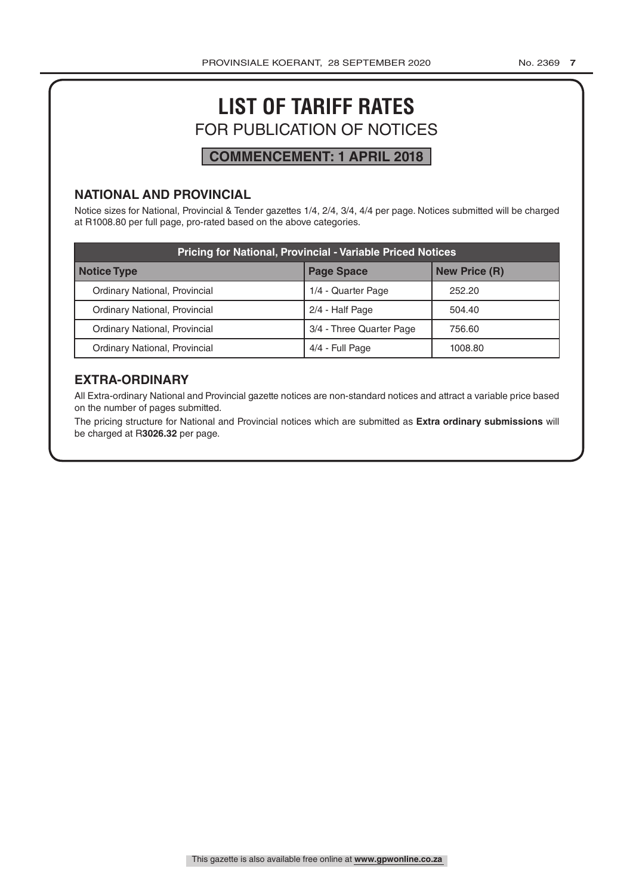# LIST OF TARIFF RATES

## FOR PUBLICATION OF NOTICES

**COMMENCEMENT: 1 APRIL 2018**

### NATIONAL AND PROVINCIAL

Notice sizes for National, Provincial & Tender gazettes 1/4, 2/4, 3/4, 4/4 per page. Notices submitted will be charged at R1008.80 per full page, pro-rated based on the above categories.

| Pricing for National, Provincial - Variable Priced Notices | | |
|---|---|---|
| **Notice Type** | **Page Space** | **New Price (R)** |
| Ordinary National, Provincial | 1/4 - Quarter Page | 252.20 |
| Ordinary National, Provincial | 2/4 - Half Page | 504.40 |
| Ordinary National, Provincial | 3/4 - Three Quarter Page | 756.60 |
| Ordinary National, Provincial | 4/4 - Full Page | 1008.80 |

### EXTRA-ORDINARY

All Extra-ordinary National and Provincial gazette notices are non-standard notices and attract a variable price based on the number of pages submitted.

The pricing structure for National and Provincial notices which are submitted as **Extra ordinary submissions** will be charged at R**3026.32** per page.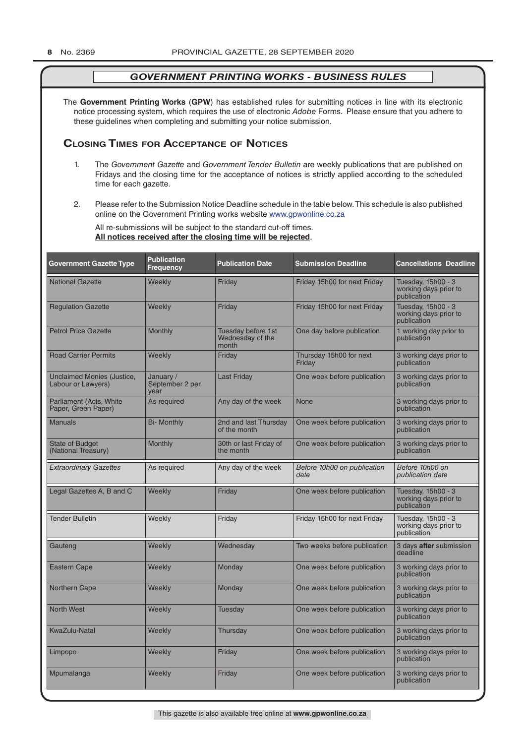## *GOVERNMENT PRINTING WORKS - BUSINESS RULES*

The **Government Printing Works** (**GPW**) has established rules for submitting notices in line with its electronic notice processing system, which requires the use of electronic *Adobe* Forms. Please ensure that you adhere to these guidelines when completing and submitting your notice submission.

### Closing Times for Acceptance of Notices

1. The *Government Gazette* and *Government Tender Bulletin* are weekly publications that are published on Fridays and the closing time for the acceptance of notices is strictly applied according to the scheduled time for each gazette.

2. Please refer to the Submission Notice Deadline schedule in the table below. This schedule is also published online on the Government Printing works website www.gpwonline.co.za

   All re-submissions will be subject to the standard cut-off times.
   **All notices received after the closing time will be rejected**.

| Government Gazette Type | Publication Frequency | Publication Date | Submission Deadline | Cancellations Deadline |
|---|---|---|---|---|
| National Gazette | Weekly | Friday | Friday 15h00 for next Friday | Tuesday, 15h00 - 3 working days prior to publication |
| Regulation Gazette | Weekly | Friday | Friday 15h00 for next Friday | Tuesday, 15h00 - 3 working days prior to publication |
| Petrol Price Gazette | Monthly | Tuesday before 1st Wednesday of the month | One day before publication | 1 working day prior to publication |
| Road Carrier Permits | Weekly | Friday | Thursday 15h00 for next Friday | 3 working days prior to publication |
| Unclaimed Monies (Justice, Labour or Lawyers) | January / September 2 per year | Last Friday | One week before publication | 3 working days prior to publication |
| Parliament (Acts, White Paper, Green Paper) | As required | Any day of the week | None | 3 working days prior to publication |
| Manuals | Bi- Monthly | 2nd and last Thursday of the month | One week before publication | 3 working days prior to publication |
| State of Budget (National Treasury) | Monthly | 30th or last Friday of the month | One week before publication | 3 working days prior to publication |
| *Extraordinary Gazettes* | As required | Any day of the week | *Before 10h00 on publication date* | *Before 10h00 on publication date* |
| Legal Gazettes A, B and C | Weekly | Friday | One week before publication | Tuesday, 15h00 - 3 working days prior to publication |
| Tender Bulletin | Weekly | Friday | Friday 15h00 for next Friday | Tuesday, 15h00 - 3 working days prior to publication |
| Gauteng | Weekly | Wednesday | Two weeks before publication | 3 days **after** submission deadline |
| Eastern Cape | Weekly | Monday | One week before publication | 3 working days prior to publication |
| Northern Cape | Weekly | Monday | One week before publication | 3 working days prior to publication |
| North West | Weekly | Tuesday | One week before publication | 3 working days prior to publication |
| KwaZulu-Natal | Weekly | Thursday | One week before publication | 3 working days prior to publication |
| Limpopo | Weekly | Friday | One week before publication | 3 working days prior to publication |
| Mpumalanga | Weekly | Friday | One week before publication | 3 working days prior to publication |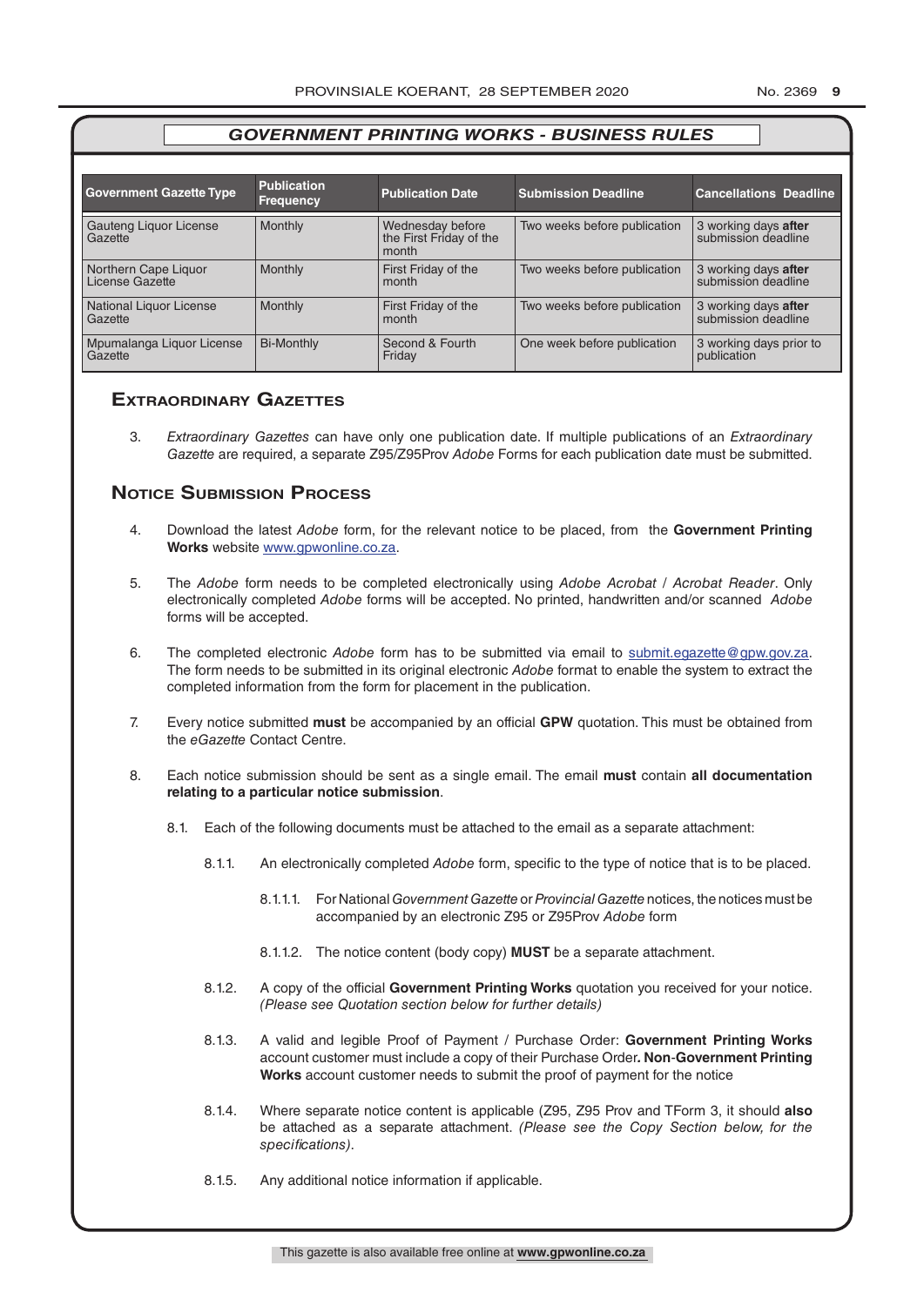## *GOVERNMENT PRINTING WORKS - BUSINESS RULES*

| Government Gazette Type | Publication Frequency | Publication Date | Submission Deadline | Cancellations Deadline |
|---|---|---|---|---|
| Gauteng Liquor License Gazette | Monthly | Wednesday before the First Friday of the month | Two weeks before publication | 3 working days **after** submission deadline |
| Northern Cape Liquor License Gazette | Monthly | First Friday of the month | Two weeks before publication | 3 working days **after** submission deadline |
| National Liquor License Gazette | Monthly | First Friday of the month | Two weeks before publication | 3 working days **after** submission deadline |
| Mpumalanga Liquor License Gazette | Bi-Monthly | Second & Fourth Friday | One week before publication | 3 working days prior to publication |

## Extraordinary Gazettes

3. *Extraordinary Gazettes* can have only one publication date. If multiple publications of an *Extraordinary Gazette* are required, a separate Z95/Z95Prov *Adobe* Forms for each publication date must be submitted.

## Notice Submission Process

4. Download the latest *Adobe* form, for the relevant notice to be placed, from the **Government Printing Works** website www.gpwonline.co.za.

5. The *Adobe* form needs to be completed electronically using *Adobe Acrobat* / *Acrobat Reader*. Only electronically completed *Adobe* forms will be accepted. No printed, handwritten and/or scanned *Adobe* forms will be accepted.

6. The completed electronic *Adobe* form has to be submitted via email to submit.egazette@gpw.gov.za. The form needs to be submitted in its original electronic *Adobe* format to enable the system to extract the completed information from the form for placement in the publication.

7. Every notice submitted **must** be accompanied by an official **GPW** quotation. This must be obtained from the *eGazette* Contact Centre.

8. Each notice submission should be sent as a single email. The email **must** contain **all documentation relating to a particular notice submission**.

   8.1. Each of the following documents must be attached to the email as a separate attachment:

   8.1.1. An electronically completed *Adobe* form, specific to the type of notice that is to be placed.

   8.1.1.1. For National *Government Gazette* or *Provincial Gazette* notices, the notices must be accompanied by an electronic Z95 or Z95Prov *Adobe* form

   8.1.1.2. The notice content (body copy) **MUST** be a separate attachment.

   8.1.2. A copy of the official **Government Printing Works** quotation you received for your notice. *(Please see Quotation section below for further details)*

   8.1.3. A valid and legible Proof of Payment / Purchase Order: **Government Printing Works** account customer must include a copy of their Purchase Order**. Non**-**Government Printing Works** account customer needs to submit the proof of payment for the notice

   8.1.4. Where separate notice content is applicable (Z95, Z95 Prov and TForm 3, it should **also** be attached as a separate attachment. *(Please see the Copy Section below, for the specifications)*.

   8.1.5. Any additional notice information if applicable.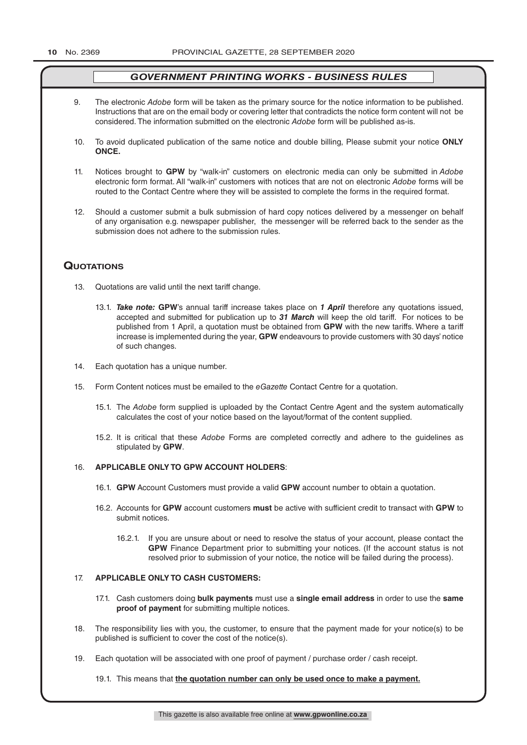## *GOVERNMENT PRINTING WORKS - BUSINESS RULES*

9. The electronic *Adobe* form will be taken as the primary source for the notice information to be published. Instructions that are on the email body or covering letter that contradicts the notice form content will not be considered. The information submitted on the electronic *Adobe* form will be published as-is.

10. To avoid duplicated publication of the same notice and double billing, Please submit your notice **ONLY ONCE.**

11. Notices brought to **GPW** by "walk-in" customers on electronic media can only be submitted in *Adobe* electronic form format. All "walk-in" customers with notices that are not on electronic *Adobe* forms will be routed to the Contact Centre where they will be assisted to complete the forms in the required format.

12. Should a customer submit a bulk submission of hard copy notices delivered by a messenger on behalf of any organisation e.g. newspaper publisher, the messenger will be referred back to the sender as the submission does not adhere to the submission rules.

## Quotations

13. Quotations are valid until the next tariff change.

    13.1. ***Take note:*** **GPW**'s annual tariff increase takes place on ***1 April*** therefore any quotations issued, accepted and submitted for publication up to ***31 March*** will keep the old tariff. For notices to be published from 1 April, a quotation must be obtained from **GPW** with the new tariffs. Where a tariff increase is implemented during the year, **GPW** endeavours to provide customers with 30 days' notice of such changes.

14. Each quotation has a unique number.

15. Form Content notices must be emailed to the *eGazette* Contact Centre for a quotation.

    15.1. The *Adobe* form supplied is uploaded by the Contact Centre Agent and the system automatically calculates the cost of your notice based on the layout/format of the content supplied.

    15.2. It is critical that these *Adobe* Forms are completed correctly and adhere to the guidelines as stipulated by **GPW**.

16. **APPLICABLE ONLY TO GPW ACCOUNT HOLDERS**:

    16.1. **GPW** Account Customers must provide a valid **GPW** account number to obtain a quotation.

    16.2. Accounts for **GPW** account customers **must** be active with sufficient credit to transact with **GPW** to submit notices.

        16.2.1. If you are unsure about or need to resolve the status of your account, please contact the **GPW** Finance Department prior to submitting your notices. (If the account status is not resolved prior to submission of your notice, the notice will be failed during the process).

17. **APPLICABLE ONLY TO CASH CUSTOMERS:**

    17.1. Cash customers doing **bulk payments** must use a **single email address** in order to use the **same proof of payment** for submitting multiple notices.

18. The responsibility lies with you, the customer, to ensure that the payment made for your notice(s) to be published is sufficient to cover the cost of the notice(s).

19. Each quotation will be associated with one proof of payment / purchase order / cash receipt.

    19.1. This means that **the quotation number can only be used once to make a payment.**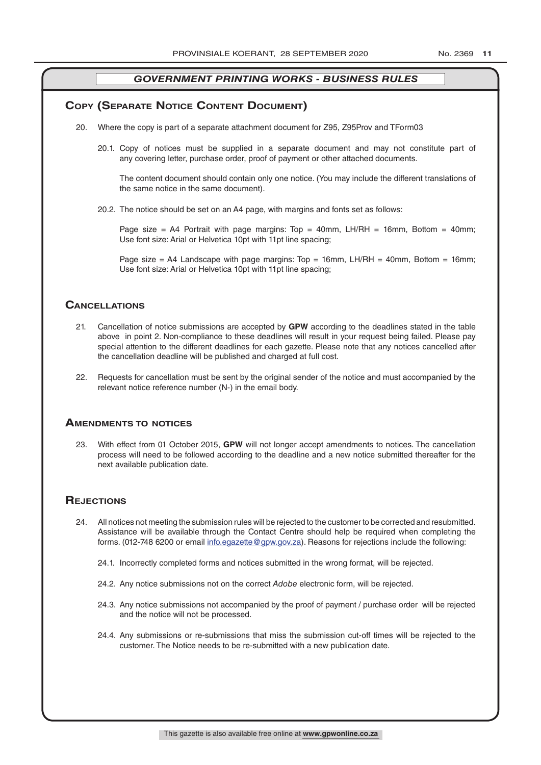## GOVERNMENT PRINTING WORKS - BUSINESS RULES

## Copy (Separate Notice Content Document)

20. Where the copy is part of a separate attachment document for Z95, Z95Prov and TForm03

    20.1. Copy of notices must be supplied in a separate document and may not constitute part of any covering letter, purchase order, proof of payment or other attached documents.

    The content document should contain only one notice. (You may include the different translations of the same notice in the same document).

    20.2. The notice should be set on an A4 page, with margins and fonts set as follows:

    Page size = A4 Portrait with page margins: Top = 40mm, LH/RH = 16mm, Bottom = 40mm; Use font size: Arial or Helvetica 10pt with 11pt line spacing;

    Page size = A4 Landscape with page margins: Top = 16mm, LH/RH = 40mm, Bottom = 16mm; Use font size: Arial or Helvetica 10pt with 11pt line spacing;

## Cancellations

21. Cancellation of notice submissions are accepted by **GPW** according to the deadlines stated in the table above in point 2. Non-compliance to these deadlines will result in your request being failed. Please pay special attention to the different deadlines for each gazette. Please note that any notices cancelled after the cancellation deadline will be published and charged at full cost.

22. Requests for cancellation must be sent by the original sender of the notice and must accompanied by the relevant notice reference number (N-) in the email body.

## Amendments to notices

23. With effect from 01 October 2015, **GPW** will not longer accept amendments to notices. The cancellation process will need to be followed according to the deadline and a new notice submitted thereafter for the next available publication date.

## Rejections

24. All notices not meeting the submission rules will be rejected to the customer to be corrected and resubmitted. Assistance will be available through the Contact Centre should help be required when completing the forms. (012-748 6200 or email info.egazette@gpw.gov.za). Reasons for rejections include the following:

    24.1. Incorrectly completed forms and notices submitted in the wrong format, will be rejected.

    24.2. Any notice submissions not on the correct *Adobe* electronic form, will be rejected.

    24.3. Any notice submissions not accompanied by the proof of payment / purchase order will be rejected and the notice will not be processed.

    24.4. Any submissions or re-submissions that miss the submission cut-off times will be rejected to the customer. The Notice needs to be re-submitted with a new publication date.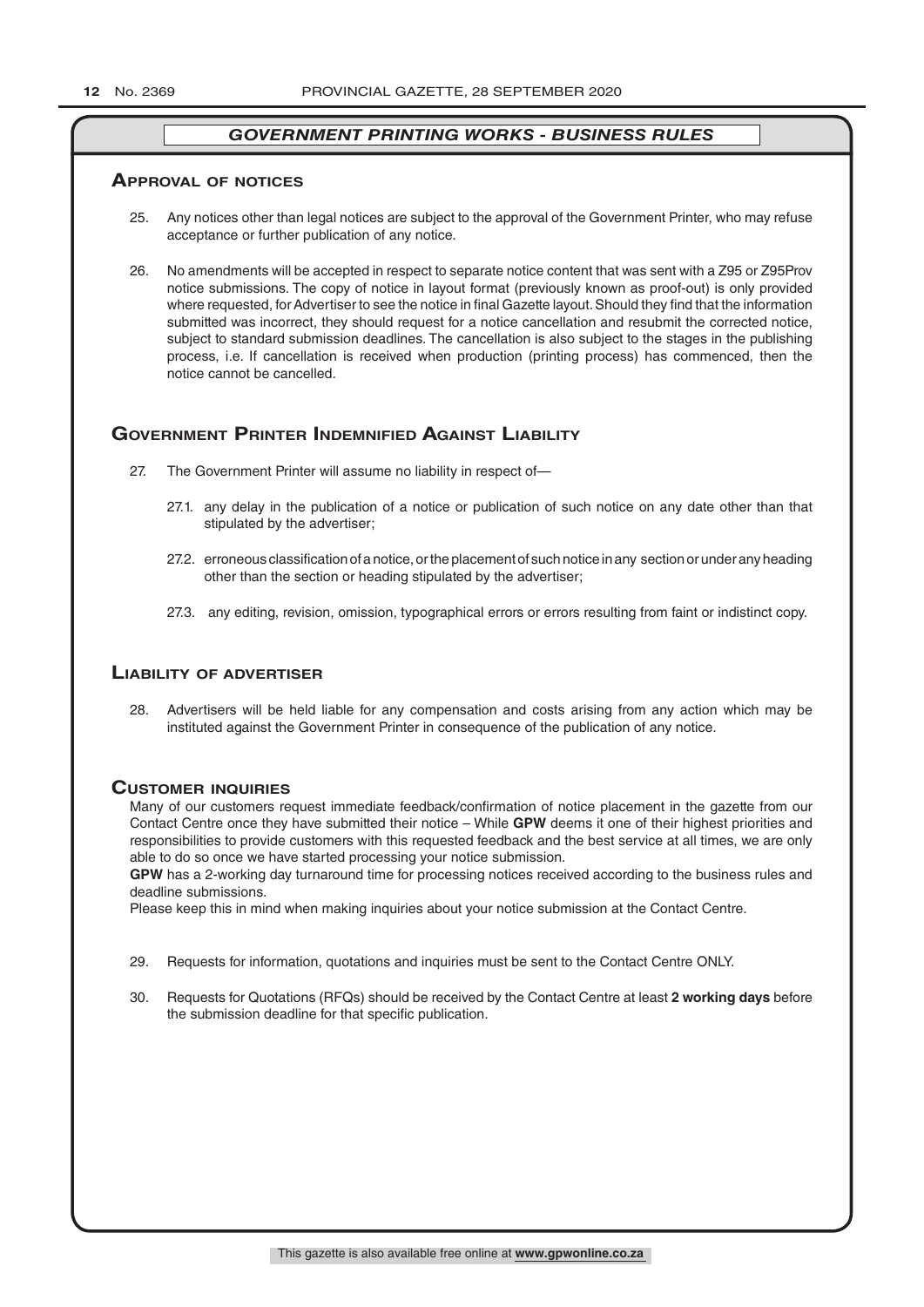## GOVERNMENT PRINTING WORKS - BUSINESS RULES

### Approval of notices

25. Any notices other than legal notices are subject to the approval of the Government Printer, who may refuse acceptance or further publication of any notice.

26. No amendments will be accepted in respect to separate notice content that was sent with a Z95 or Z95Prov notice submissions. The copy of notice in layout format (previously known as proof-out) is only provided where requested, for Advertiser to see the notice in final Gazette layout. Should they find that the information submitted was incorrect, they should request for a notice cancellation and resubmit the corrected notice, subject to standard submission deadlines. The cancellation is also subject to the stages in the publishing process, i.e. If cancellation is received when production (printing process) has commenced, then the notice cannot be cancelled.

### Government Printer Indemnified Against Liability

27. The Government Printer will assume no liability in respect of—

    27.1. any delay in the publication of a notice or publication of such notice on any date other than that stipulated by the advertiser;

    27.2. erroneous classification of a notice, or the placement of such notice in any section or under any heading other than the section or heading stipulated by the advertiser;

    27.3. any editing, revision, omission, typographical errors or errors resulting from faint or indistinct copy.

### Liability of advertiser

28. Advertisers will be held liable for any compensation and costs arising from any action which may be instituted against the Government Printer in consequence of the publication of any notice.

### Customer inquiries

Many of our customers request immediate feedback/confirmation of notice placement in the gazette from our Contact Centre once they have submitted their notice – While **GPW** deems it one of their highest priorities and responsibilities to provide customers with this requested feedback and the best service at all times, we are only able to do so once we have started processing your notice submission.

**GPW** has a 2-working day turnaround time for processing notices received according to the business rules and deadline submissions.

Please keep this in mind when making inquiries about your notice submission at the Contact Centre.

29. Requests for information, quotations and inquiries must be sent to the Contact Centre ONLY.

30. Requests for Quotations (RFQs) should be received by the Contact Centre at least **2 working days** before the submission deadline for that specific publication.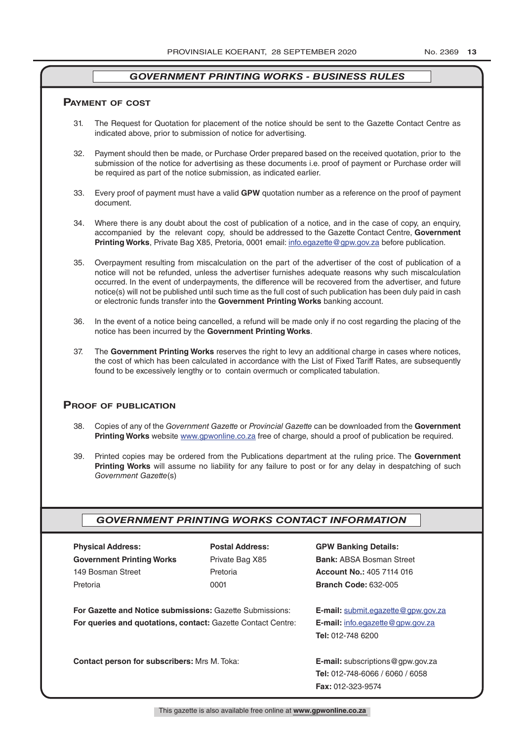## GOVERNMENT PRINTING WORKS - BUSINESS RULES

### Payment of cost

31. The Request for Quotation for placement of the notice should be sent to the Gazette Contact Centre as indicated above, prior to submission of notice for advertising.

32. Payment should then be made, or Purchase Order prepared based on the received quotation, prior to the submission of the notice for advertising as these documents i.e. proof of payment or Purchase order will be required as part of the notice submission, as indicated earlier.

33. Every proof of payment must have a valid **GPW** quotation number as a reference on the proof of payment document.

34. Where there is any doubt about the cost of publication of a notice, and in the case of copy, an enquiry, accompanied by the relevant copy, should be addressed to the Gazette Contact Centre, **Government Printing Works**, Private Bag X85, Pretoria, 0001 email: info.egazette@gpw.gov.za before publication.

35. Overpayment resulting from miscalculation on the part of the advertiser of the cost of publication of a notice will not be refunded, unless the advertiser furnishes adequate reasons why such miscalculation occurred. In the event of underpayments, the difference will be recovered from the advertiser, and future notice(s) will not be published until such time as the full cost of such publication has been duly paid in cash or electronic funds transfer into the **Government Printing Works** banking account.

36. In the event of a notice being cancelled, a refund will be made only if no cost regarding the placing of the notice has been incurred by the **Government Printing Works**.

37. The **Government Printing Works** reserves the right to levy an additional charge in cases where notices, the cost of which has been calculated in accordance with the List of Fixed Tariff Rates, are subsequently found to be excessively lengthy or to contain overmuch or complicated tabulation.

### Proof of publication

38. Copies of any of the *Government Gazette* or *Provincial Gazette* can be downloaded from the **Government Printing Works** website www.gpwonline.co.za free of charge, should a proof of publication be required.

39. Printed copies may be ordered from the Publications department at the ruling price. The **Government Printing Works** will assume no liability for any failure to post or for any delay in despatching of such *Government Gazette*(s)

## GOVERNMENT PRINTING WORKS CONTACT INFORMATION

**Physical Address:**
**Government Printing Works**
149 Bosman Street
Pretoria

**Postal Address:**
Private Bag X85
Pretoria
0001

**GPW Banking Details:**
**Bank:** ABSA Bosman Street
**Account No.:** 405 7114 016
**Branch Code:** 632-005

**For Gazette and Notice submissions:** Gazette Submissions: **E-mail:** submit.egazette@gpw.gov.za

**For queries and quotations, contact:** Gazette Contact Centre: **E-mail:** info.egazette@gpw.gov.za
**Tel:** 012-748 6200

**Contact person for subscribers:** Mrs M. Toka: **E-mail:** subscriptions@gpw.gov.za
**Tel:** 012-748-6066 / 6060 / 6058
**Fax:** 012-323-9574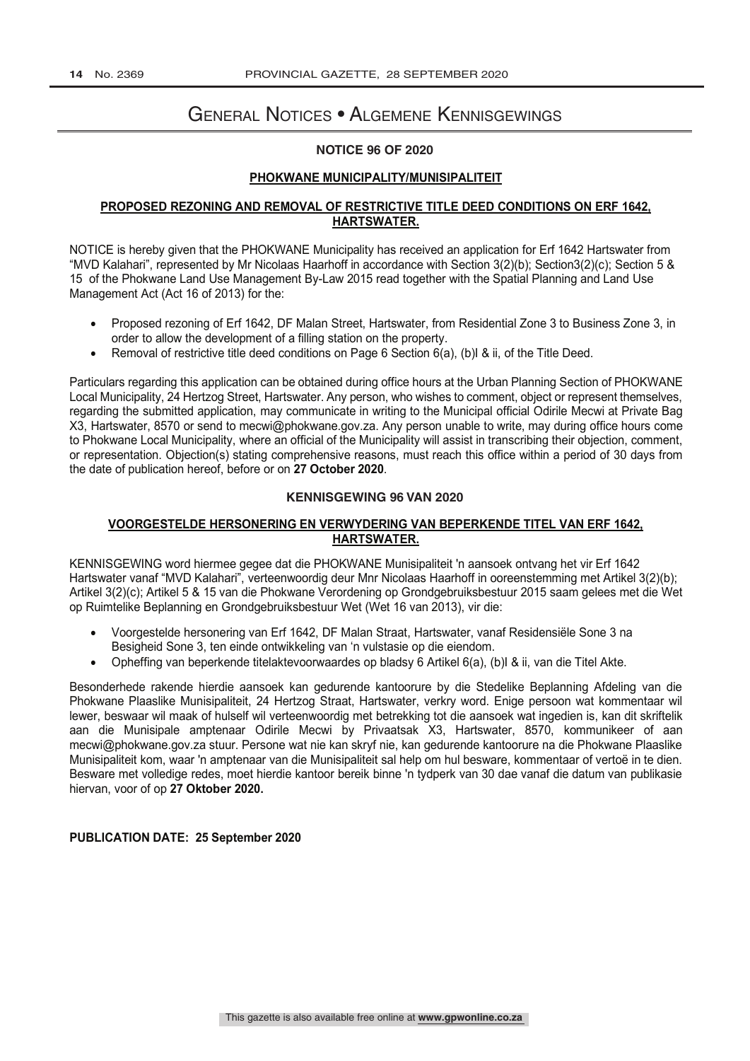# General Notices • Algemene Kennisgewings

### NOTICE 96 OF 2020

**PHOKWANE MUNICIPALITY/MUNISIPALITEIT**

**PROPOSED REZONING AND REMOVAL OF RESTRICTIVE TITLE DEED CONDITIONS ON ERF 1642, HARTSWATER.**

NOTICE is hereby given that the PHOKWANE Municipality has received an application for Erf 1642 Hartswater from "MVD Kalahari", represented by Mr Nicolaas Haarhoff in accordance with Section 3(2)(b); Section3(2)(c); Section 5 & 15 of the Phokwane Land Use Management By-Law 2015 read together with the Spatial Planning and Land Use Management Act (Act 16 of 2013) for the:

- Proposed rezoning of Erf 1642, DF Malan Street, Hartswater, from Residential Zone 3 to Business Zone 3, in order to allow the development of a filling station on the property.
- Removal of restrictive title deed conditions on Page 6 Section 6(a), (b)I & ii, of the Title Deed.

Particulars regarding this application can be obtained during office hours at the Urban Planning Section of PHOKWANE Local Municipality, 24 Hertzog Street, Hartswater. Any person, who wishes to comment, object or represent themselves, regarding the submitted application, may communicate in writing to the Municipal official Odirile Mecwi at Private Bag X3, Hartswater, 8570 or send to mecwi@phokwane.gov.za. Any person unable to write, may during office hours come to Phokwane Local Municipality, where an official of the Municipality will assist in transcribing their objection, comment, or representation. Objection(s) stating comprehensive reasons, must reach this office within a period of 30 days from the date of publication hereof, before or on **27 October 2020**.

### KENNISGEWING 96 VAN 2020

**VOORGESTELDE HERSONERING EN VERWYDERING VAN BEPERKENDE TITEL VAN ERF 1642, HARTSWATER.**

KENNISGEWING word hiermee gegee dat die PHOKWANE Munisipaliteit 'n aansoek ontvang het vir Erf 1642 Hartswater vanaf "MVD Kalahari", verteenwoordig deur Mnr Nicolaas Haarhoff in ooreenstemming met Artikel 3(2)(b); Artikel 3(2)(c); Artikel 5 & 15 van die Phokwane Verordening op Grondgebruiksbestuur 2015 saam gelees met die Wet op Ruimtelike Beplanning en Grondgebruiksbestuur Wet (Wet 16 van 2013), vir die:

- Voorgestelde hersonering van Erf 1642, DF Malan Straat, Hartswater, vanaf Residensiële Sone 3 na Besigheid Sone 3, ten einde ontwikkeling van 'n vulstasie op die eiendom.
- Opheffing van beperkende titelaktevoorwaardes op bladsy 6 Artikel 6(a), (b)I & ii, van die Titel Akte.

Besonderhede rakende hierdie aansoek kan gedurende kantoorure by die Stedelike Beplanning Afdeling van die Phokwane Plaaslike Munisipaliteit, 24 Hertzog Straat, Hartswater, verkry word. Enige persoon wat kommentaar wil lewer, beswaar wil maak of hulself wil verteenwoordig met betrekking tot die aansoek wat ingedien is, kan dit skriftelik aan die Munisipale amptenaar Odirile Mecwi by Privaatsak X3, Hartswater, 8570, kommunikeer of aan mecwi@phokwane.gov.za stuur. Persone wat nie kan skryf nie, kan gedurende kantoorure na die Phokwane Plaaslike Munisipaliteit kom, waar 'n amptenaar van die Munisipaliteit sal help om hul besware, kommentaar of vertoë in te dien. Besware met volledige redes, moet hierdie kantoor bereik binne 'n tydperk van 30 dae vanaf die datum van publikasie hiervan, voor of op **27 Oktober 2020.**

**PUBLICATION DATE: 25 September 2020**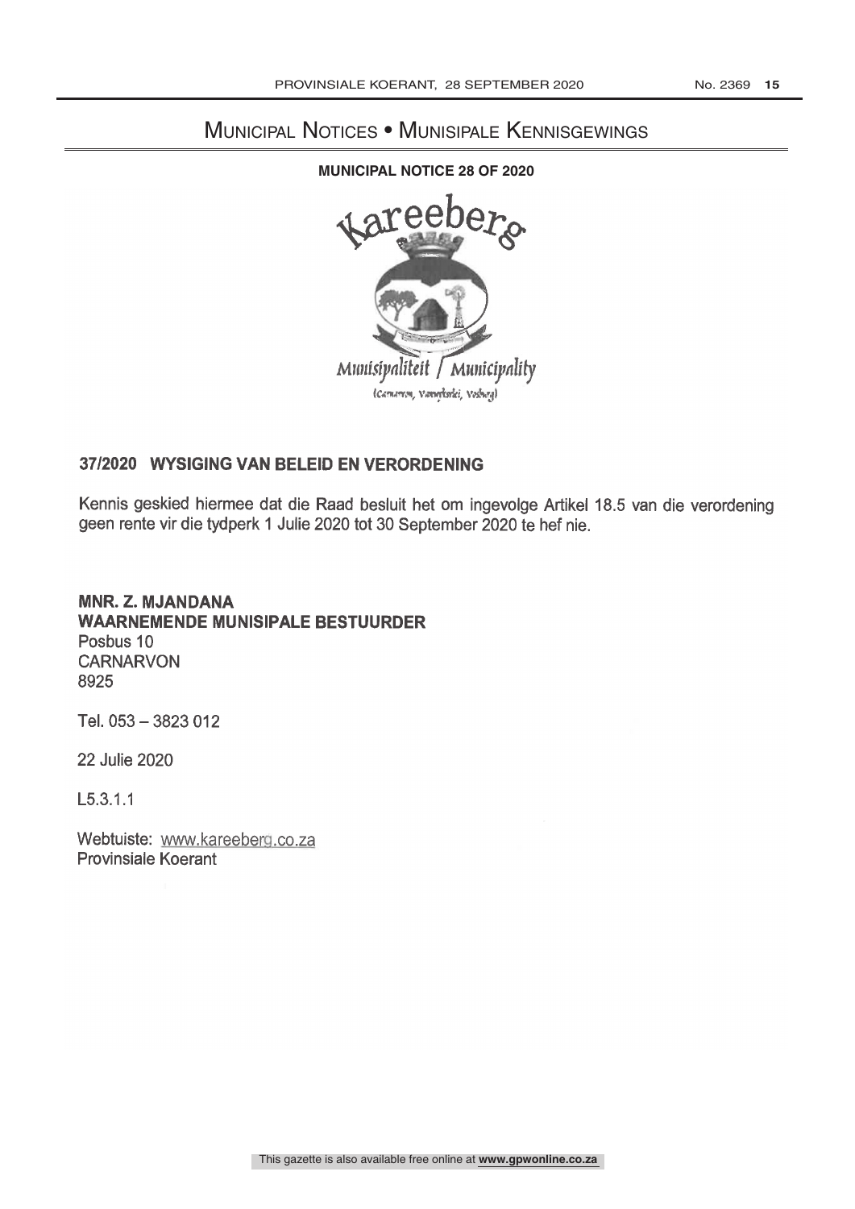# Municipal Notices • Munisipale Kennisgewings

**MUNICIPAL NOTICE 28 OF 2020**

Kareeberg

Munisipaliteit / Municipality

(Carnarvon, Vanwyksvlei, Vosburg)

## 37/2020 WYSIGING VAN BELEID EN VERORDENING

Kennis geskied hiermee dat die Raad besluit het om ingevolge Artikel 18.5 van die verordening geen rente vir die tydperk 1 Julie 2020 tot 30 September 2020 te hef nie.

**MNR. Z. MJANDANA**
**WAARNEMENDE MUNISIPALE BESTUURDER**
Posbus 10
CARNARVON
8925

Tel. 053 – 3823 012

22 Julie 2020

L5.3.1.1

Webtuiste: www.kareeberg.co.za
Provinsiale Koerant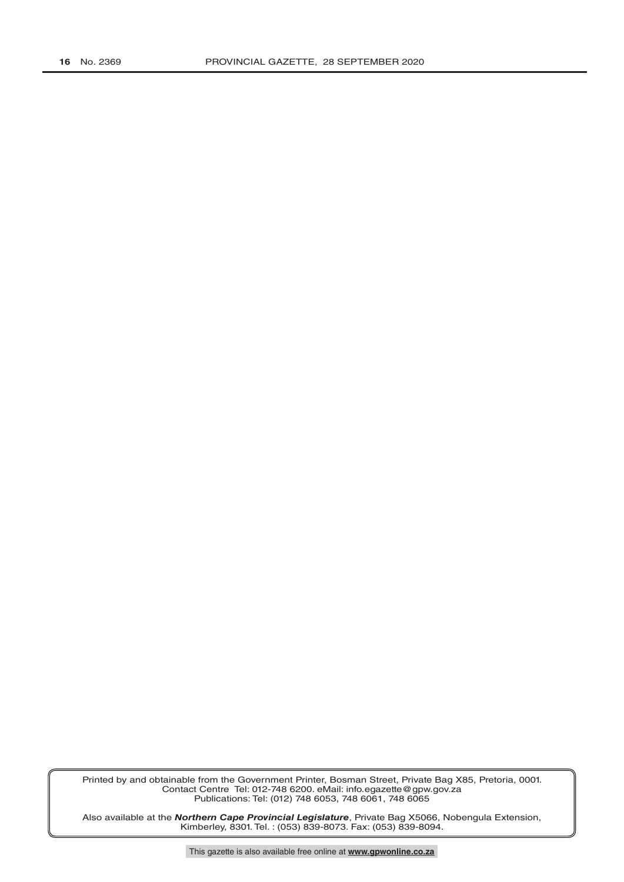Printed by and obtainable from the Government Printer, Bosman Street, Private Bag X85, Pretoria, 0001.
Contact Centre Tel: 012-748 6200. eMail: info.egazette@gpw.gov.za
Publications: Tel: (012) 748 6053, 748 6061, 748 6065

Also available at the ***Northern Cape Provincial Legislature***, Private Bag X5066, Nobengula Extension, Kimberley, 8301. Tel. : (053) 839-8073. Fax: (053) 839-8094.

This gazette is also available free online at **www.gpwonline.co.za**